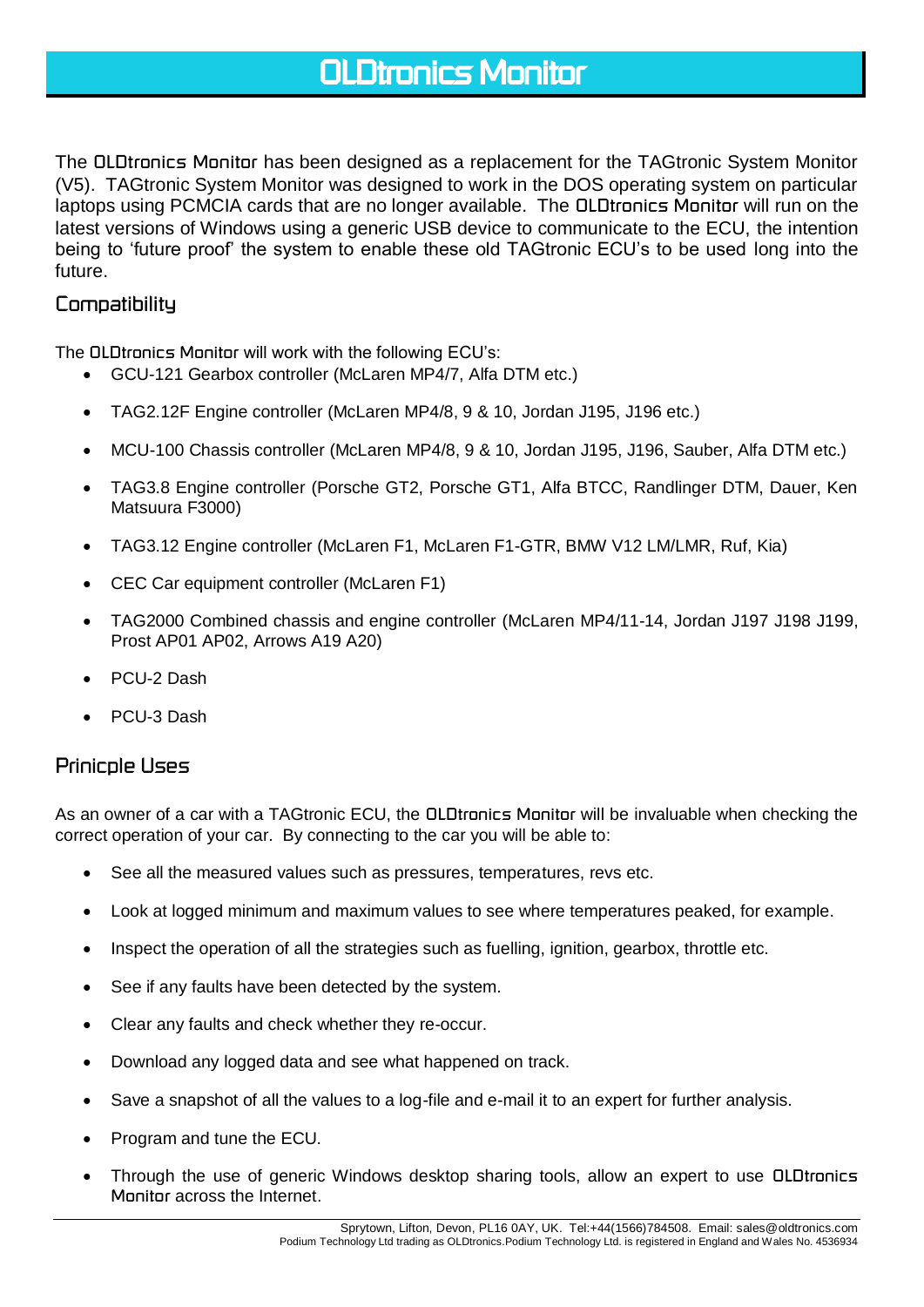# OLDtronics Monitor

The **OLDtronics Monitor** has been designed as a replacement for the TAGtronic System Monitor (V5). TAGtronic System Monitor was designed to work in the DOS operating system on particular laptops using PCMCIA cards that are no longer available. The **OLDtronics Monitor** will run on the latest versions of Windows using a generic USB device to communicate to the ECU, the intention being to 'future proof' the system to enable these old TAGtronic ECU's to be used long into the future.

## Compatibility

The **OLDtronics Monitor** will work with the following ECU's:

- GCU-121 Gearbox controller (McLaren MP4/7, Alfa DTM etc.)
- TAG2.12F Engine controller (McLaren MP4/8, 9 & 10, Jordan J195, J196 etc.)
- MCU-100 Chassis controller (McLaren MP4/8, 9 & 10, Jordan J195, J196, Sauber, Alfa DTM etc.)
- TAG3.8 Engine controller (Porsche GT2, Porsche GT1, Alfa BTCC, Randlinger DTM, Dauer, Ken Matsuura F3000)
- TAG3.12 Engine controller (McLaren F1, McLaren F1-GTR, BMW V12 LM/LMR, Ruf, Kia)
- CEC Car equipment controller (McLaren F1)
- TAG2000 Combined chassis and engine controller (McLaren MP4/11-14, Jordan J197 J198 J199, Prost AP01 AP02, Arrows A19 A20)
- PCU-2 Dash
- PCU-3 Dash

## Prinicple Uses

As an owner of a car with a TAGtronic ECU, the **OLDtronics Monitor** will be invaluable when checking the correct operation of your car. By connecting to the car you will be able to:

- See all the measured values such as pressures, temperatures, revs etc.
- Look at logged minimum and maximum values to see where temperatures peaked, for example.
- Inspect the operation of all the strategies such as fuelling, ignition, gearbox, throttle etc.
- See if any faults have been detected by the system.
- Clear any faults and check whether they re-occur.
- Download any logged data and see what happened on track.
- Save a snapshot of all the values to a log-file and e-mail it to an expert for further analysis.
- Program and tune the ECU.
- Through the use of generic Windows desktop sharing tools, allow an expert to use **OLDtronics Monitor** across the Internet.

Sprytown, Lifton, Devon, PL16 0AY, UK. Tel:+44(1566)784508. Email: sales@oldtronics.com
Podium Technology Ltd trading as OLDtronics.Podium Technology Ltd. is registered in England and Wales No. 4536934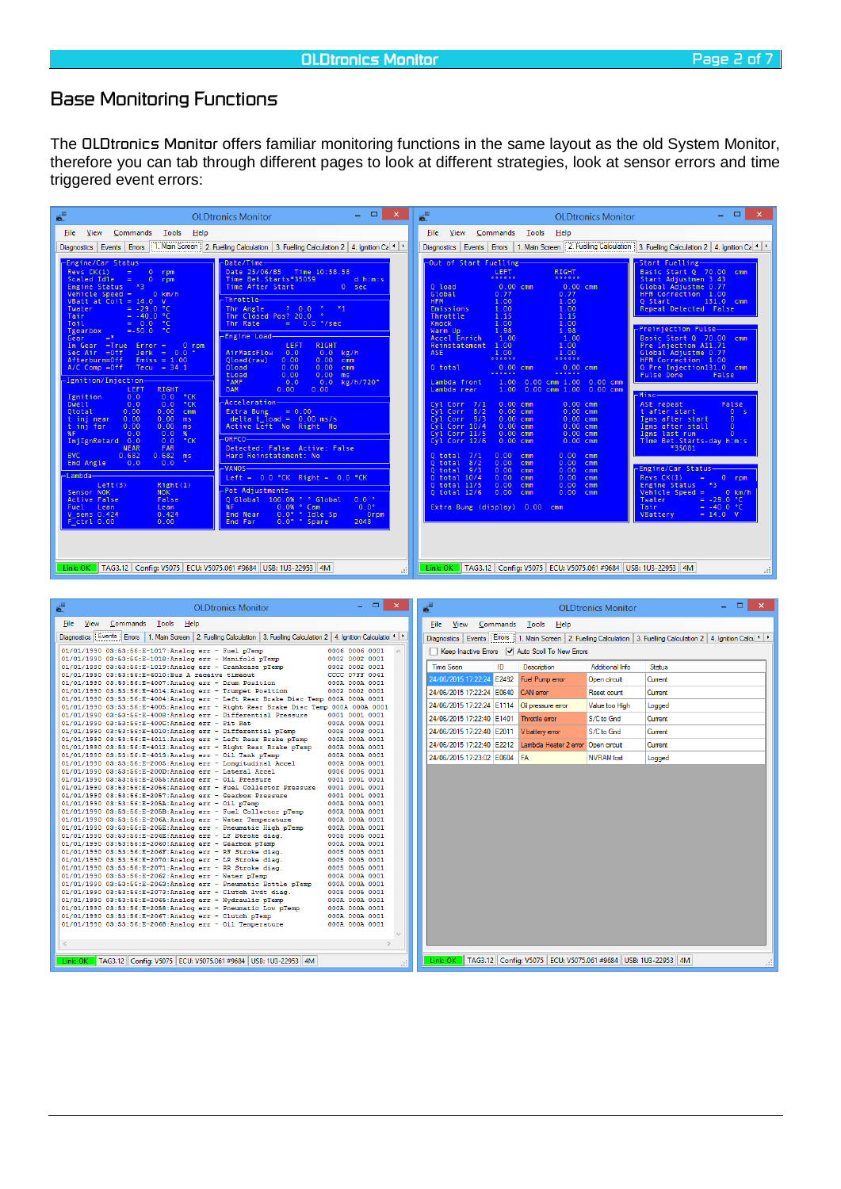## Base Monitoring Functions

The OLDtronics Monitor offers familiar monitoring functions in the same layout as the old System Monitor, therefore you can tab through different pages to look at different strategies, look at sensor errors and time triggered event errors: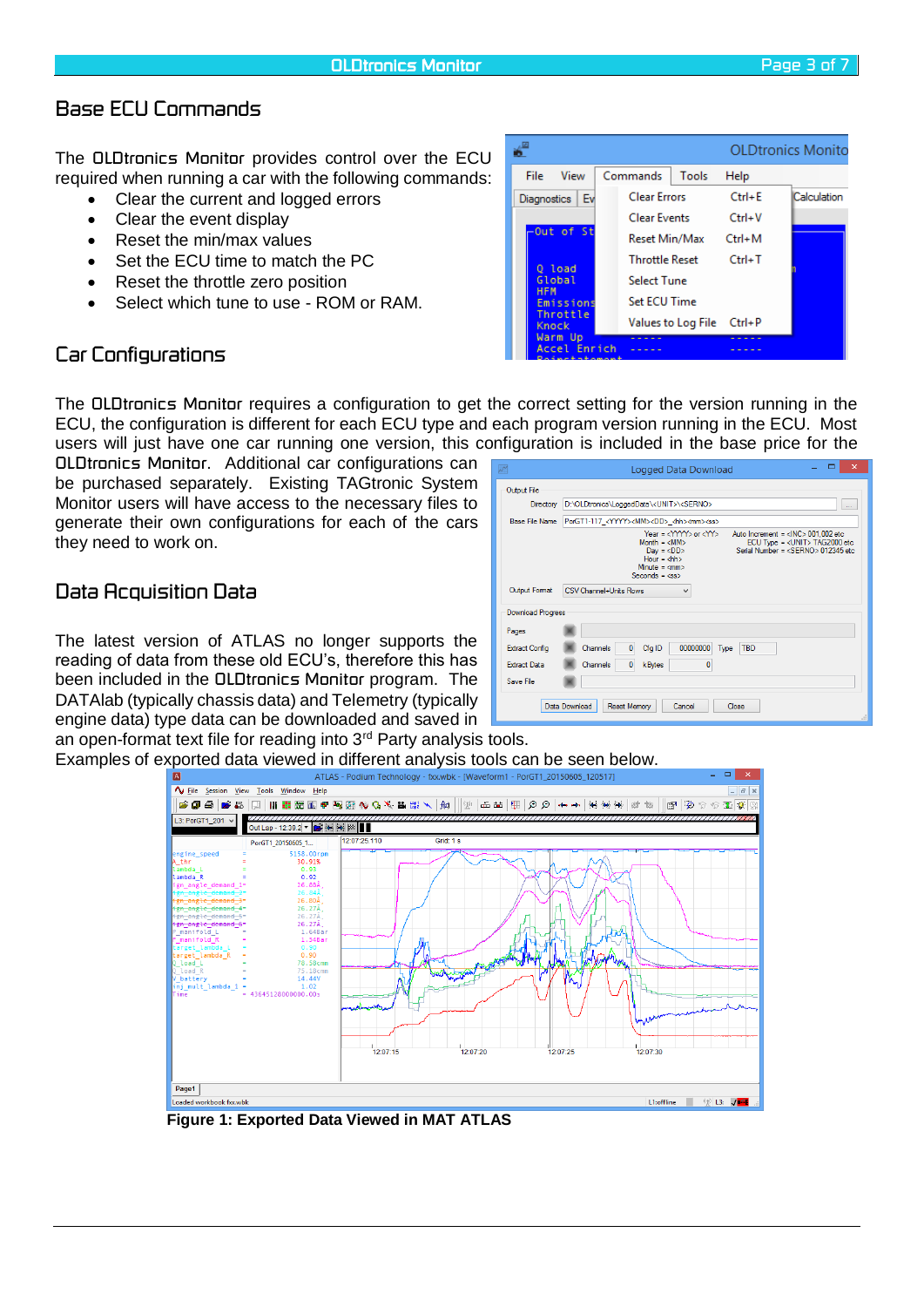## Base ECU Commands

The OLDtronics Monitor provides control over the ECU required when running a car with the following commands:

- Clear the current and logged errors
- Clear the event display
- Reset the min/max values
- Set the ECU time to match the PC
- Reset the throttle zero position
- Select which tune to use - ROM or RAM.

## Car Configurations

The OLDtronics Monitor requires a configuration to get the correct setting for the version running in the ECU, the configuration is different for each ECU type and each program version running in the ECU. Most users will just have one car running one version, this configuration is included in the base price for the OLDtronics Monitor. Additional car configurations can be purchased separately. Existing TAGtronic System Monitor users will have access to the necessary files to generate their own configurations for each of the cars they need to work on.

## Data Acquisition Data

The latest version of ATLAS no longer supports the reading of data from these old ECU's, therefore this has been included in the OLDtronics Monitor program. The DATAlab (typically chassis data) and Telemetry (typically engine data) type data can be downloaded and saved in an open-format text file for reading into 3rd Party analysis tools.

Examples of exported data viewed in different analysis tools can be seen below.

**Figure 1: Exported Data Viewed in MAT ATLAS**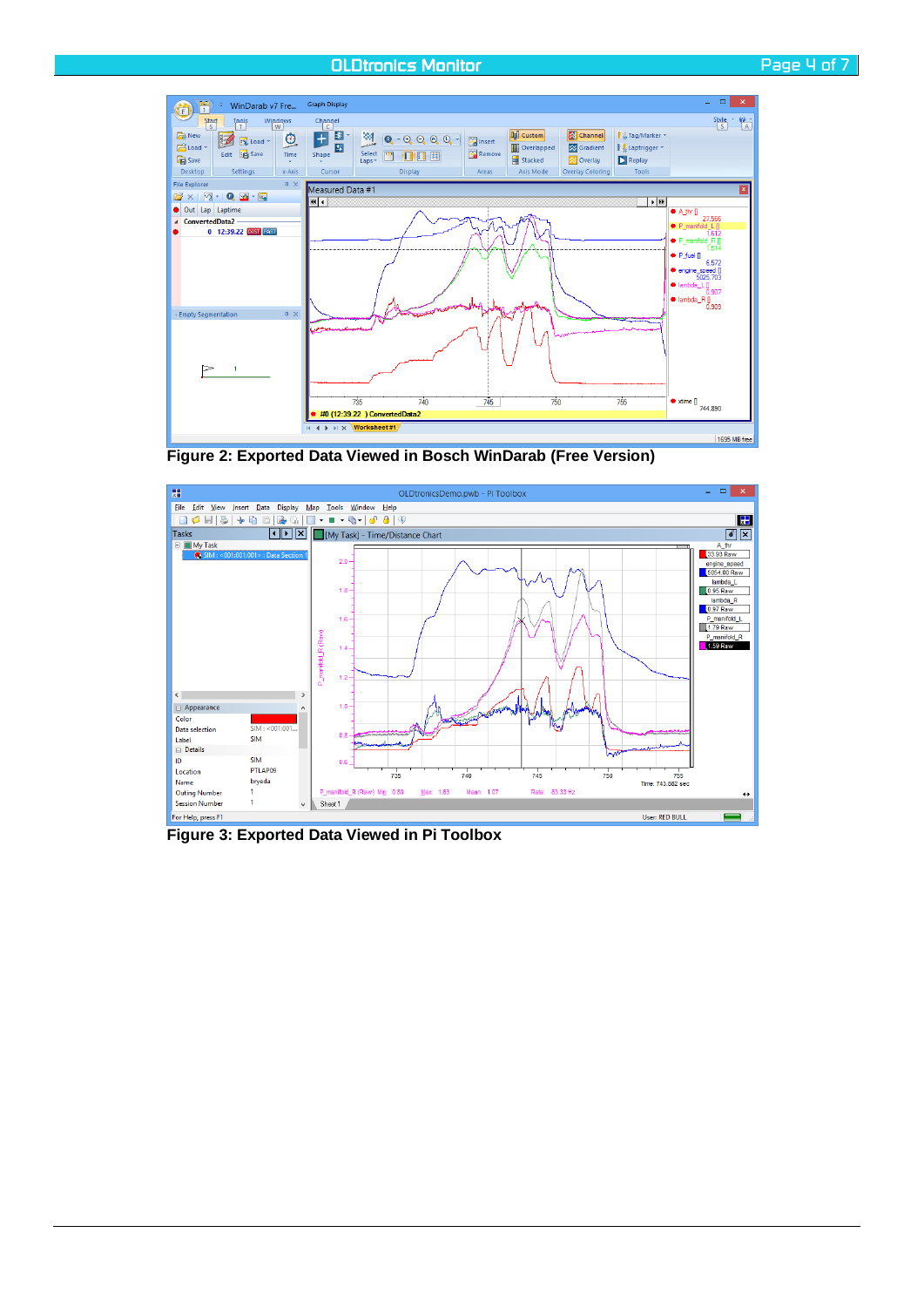Figure 2: Exported Data Viewed in Bosch WinDarab (Free Version)

Figure 3: Exported Data Viewed in Pi Toolbox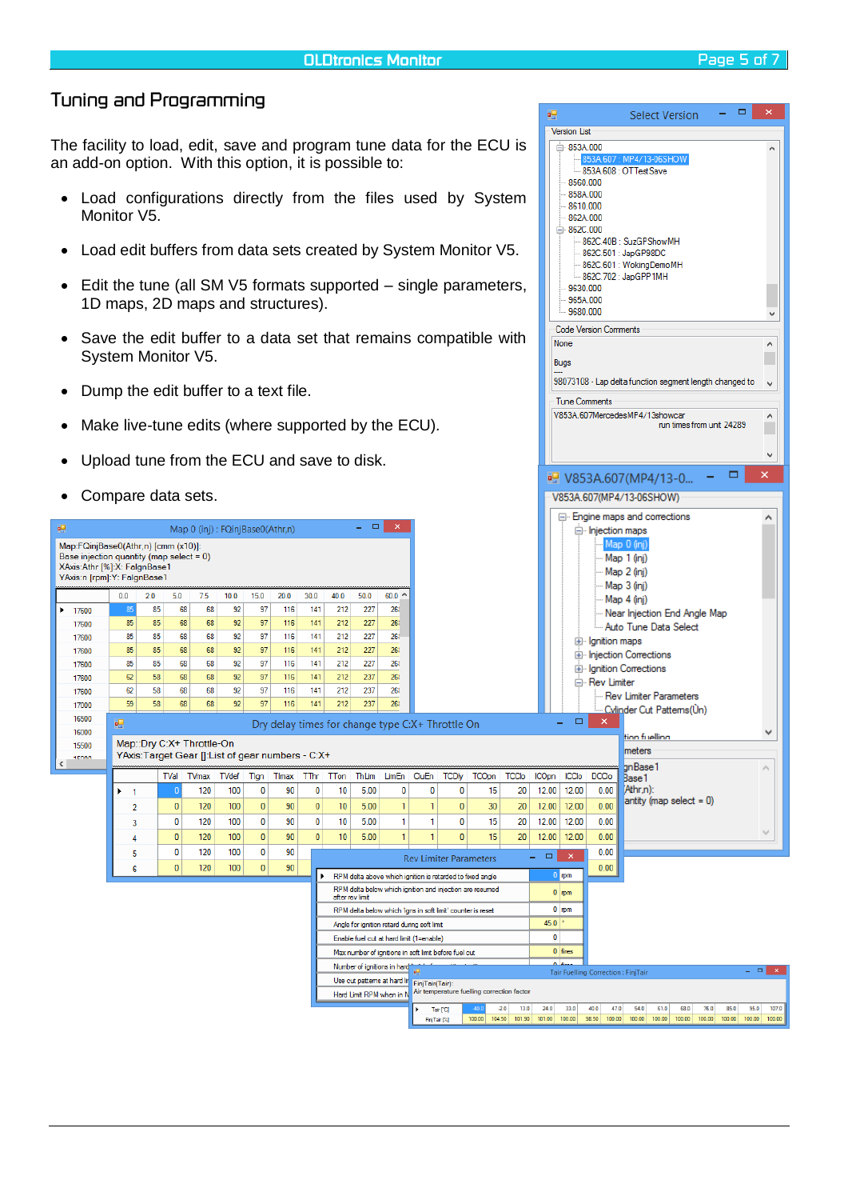## Tuning and Programming

The facility to load, edit, save and program tune data for the ECU is an add-on option. With this option, it is possible to:

- Load configurations directly from the files used by System Monitor V5.
- Load edit buffers from data sets created by System Monitor V5.
- Edit the tune (all SM V5 formats supported – single parameters, 1D maps, 2D maps and structures).
- Save the edit buffer to a data set that remains compatible with System Monitor V5.
- Dump the edit buffer to a text file.
- Make live-tune edits (where supported by the ECU).
- Upload tune from the ECU and save to disk.
- Compare data sets.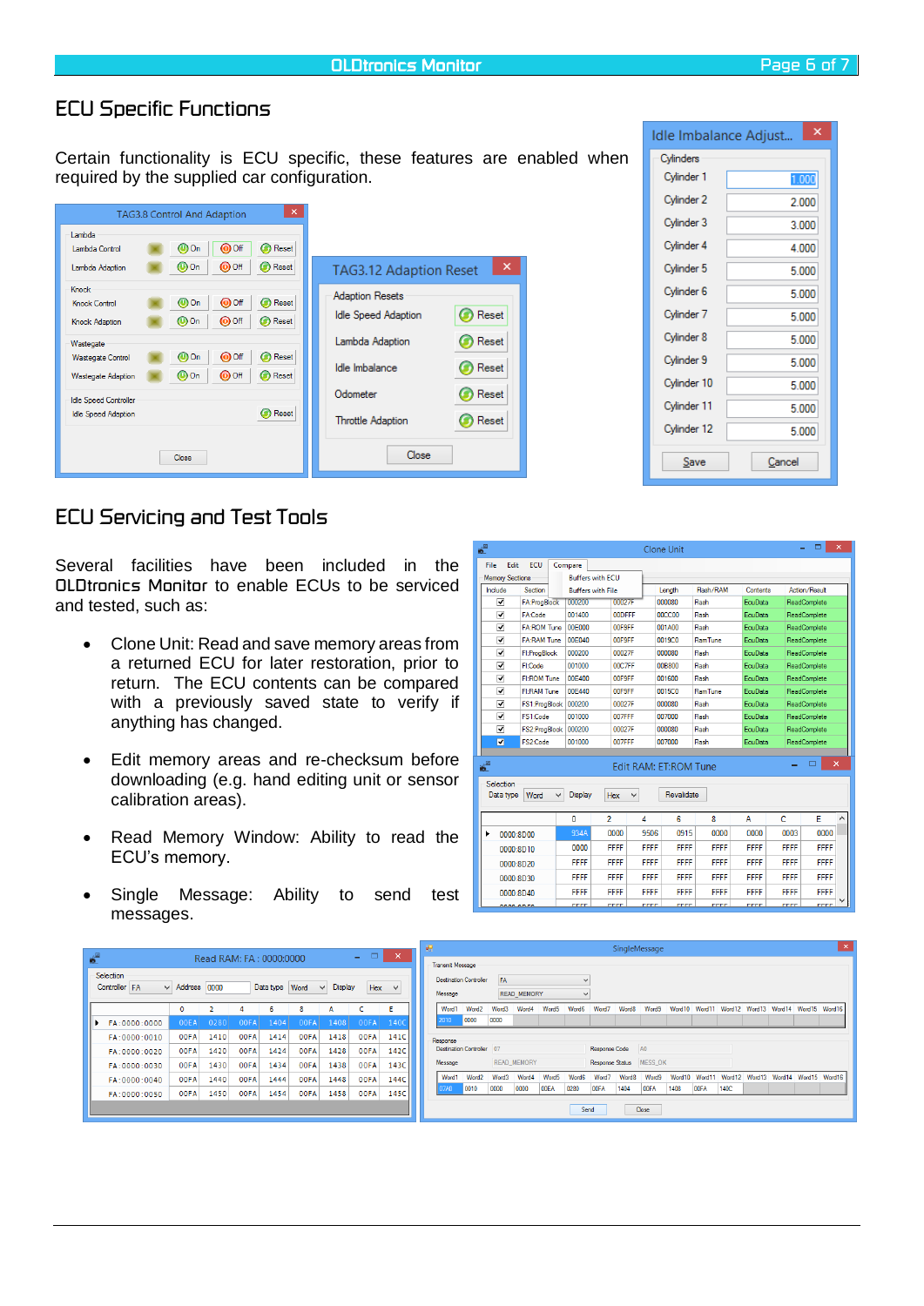## ECU Specific Functions

Certain functionality is ECU specific, these features are enabled when required by the supplied car configuration.

## ECU Servicing and Test Tools

Several facilities have been included in the OLDtronics Monitor to enable ECUs to be serviced and tested, such as:

- Clone Unit: Read and save memory areas from a returned ECU for later restoration, prior to return. The ECU contents can be compared with a previously saved state to verify if anything has changed.
- Edit memory areas and re-checksum before downloading (e.g. hand editing unit or sensor calibration areas).
- Read Memory Window: Ability to read the ECU's memory.
- Single Message: Ability to send test messages.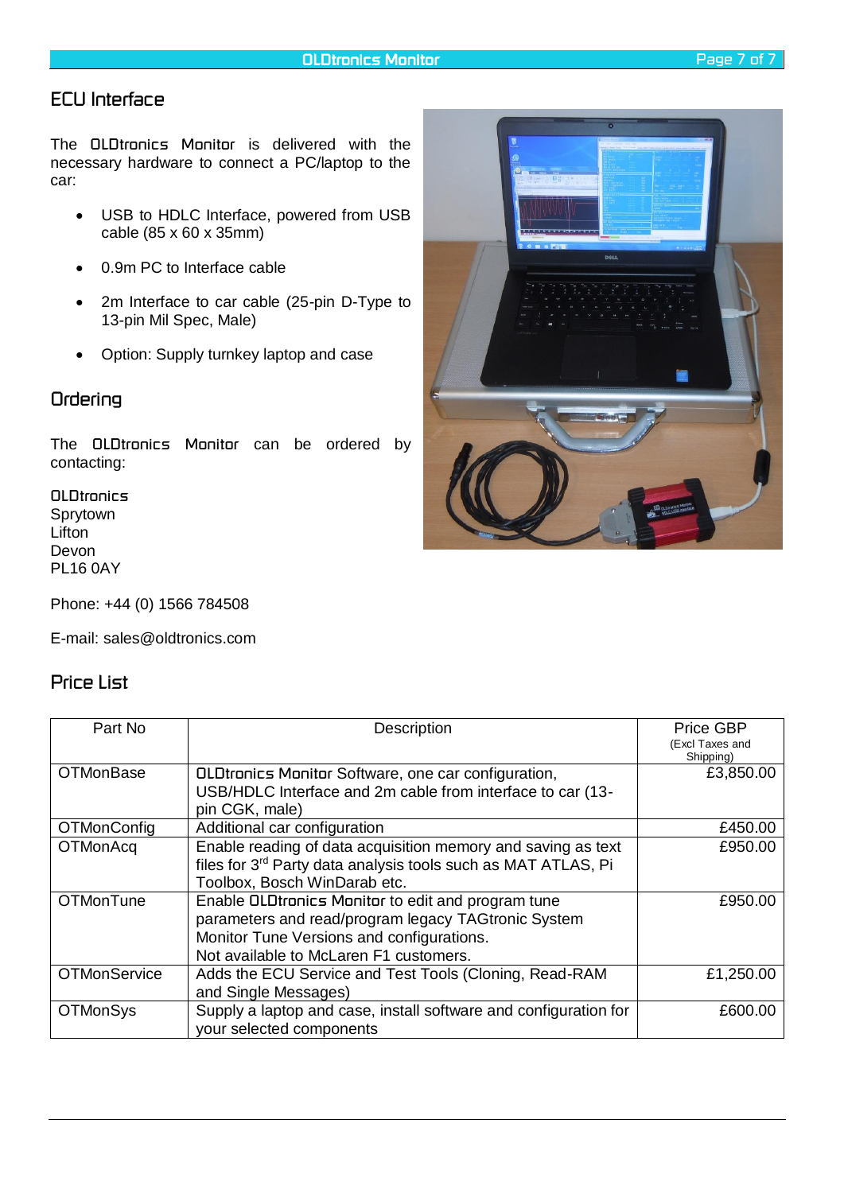## ECU Interface

The OLDtronics Monitor is delivered with the necessary hardware to connect a PC/laptop to the car:

- USB to HDLC Interface, powered from USB cable (85 x 60 x 35mm)
- 0.9m PC to Interface cable
- 2m Interface to car cable (25-pin D-Type to 13-pin Mil Spec, Male)
- Option: Supply turnkey laptop and case

## Ordering

The OLDtronics Monitor can be ordered by contacting:

OLDtronics
Sprytown
Lifton
Devon
PL16 0AY

Phone: +44 (0) 1566 784508

E-mail: sales@oldtronics.com

## Price List

| Part No | Description | Price GBP (Excl Taxes and Shipping) |
|---|---|---|
| OTMonBase | OLDtronics Monitor Software, one car configuration, USB/HDLC Interface and 2m cable from interface to car (13-pin CGK, male) | £3,850.00 |
| OTMonConfig | Additional car configuration | £450.00 |
| OTMonAcq | Enable reading of data acquisition memory and saving as text files for 3rd Party data analysis tools such as MAT ATLAS, Pi Toolbox, Bosch WinDarab etc. | £950.00 |
| OTMonTune | Enable OLDtronics Monitor to edit and program tune parameters and read/program legacy TAGtronic System Monitor Tune Versions and configurations. Not available to McLaren F1 customers. | £950.00 |
| OTMonService | Adds the ECU Service and Test Tools (Cloning, Read-RAM and Single Messages) | £1,250.00 |
| OTMonSys | Supply a laptop and case, install software and configuration for your selected components | £600.00 |